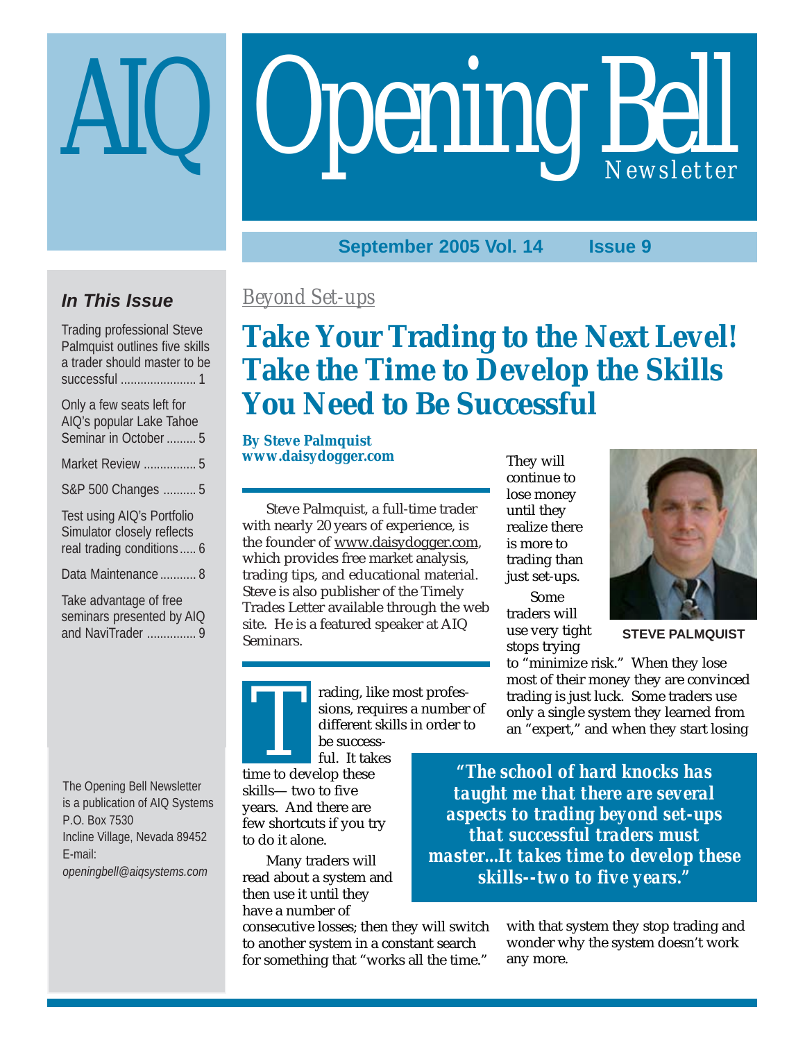# AIQ Opening Bell Newsletter

**September 2005 Vol. 14 Issue 9**

### *In This Issue*

Trading professional Steve Palmquist outlines five skills a trader should master to be successful ....................... 1

Only a few seats left for AIQ's popular Lake Tahoe Seminar in October ......... 5

Market Review ................ 5

S&P 500 Changes .......... 5

Test using AIQ's Portfolio Simulator closely reflects real trading conditions..... 6

Data Maintenance ........... 8

Take advantage of free seminars presented by AIQ and NaviTrader ............... 9

The Opening Bell Newsletter is a publication of AIQ Systems
P.O. Box 7530
Incline Village, Nevada 89452
E-mail:
*openingbell@aiqsystems.com*

*Beyond Set-ups*

# Take Your Trading to the Next Level! Take the Time to Develop the Skills You Need to Be Successful

**By Steve Palmquist**
**www.daisydogger.com**

Steve Palmquist, a full-time trader with nearly 20 years of experience, is the founder of www.daisydogger.com, which provides free market analysis, trading tips, and educational material. Steve is also publisher of the Timely Trades Letter available through the web site. He is a featured speaker at AIQ Seminars.

Trading, like most professions, requires a number of different skills in order to be successful. It takes time to develop these skills— two to five years. And there are few shortcuts if you try to do it alone.

Many traders will read about a system and then use it until they have a number of consecutive losses; then they will switch to another system in a constant search for something that "works all the time." They will continue to lose money until they realize there is more to trading than just set-ups.

STEVE PALMQUIST

Some traders will use very tight stops trying to "minimize risk." When they lose most of their money they are convinced trading is just luck. Some traders use only a single system they learned from an "expert," and when they start losing with that system they stop trading and wonder why the system doesn't work any more.

> ***"The school of hard knocks has taught me that there are several aspects to trading beyond set-ups that successful traders must master...It takes time to develop these skills--two to five years."***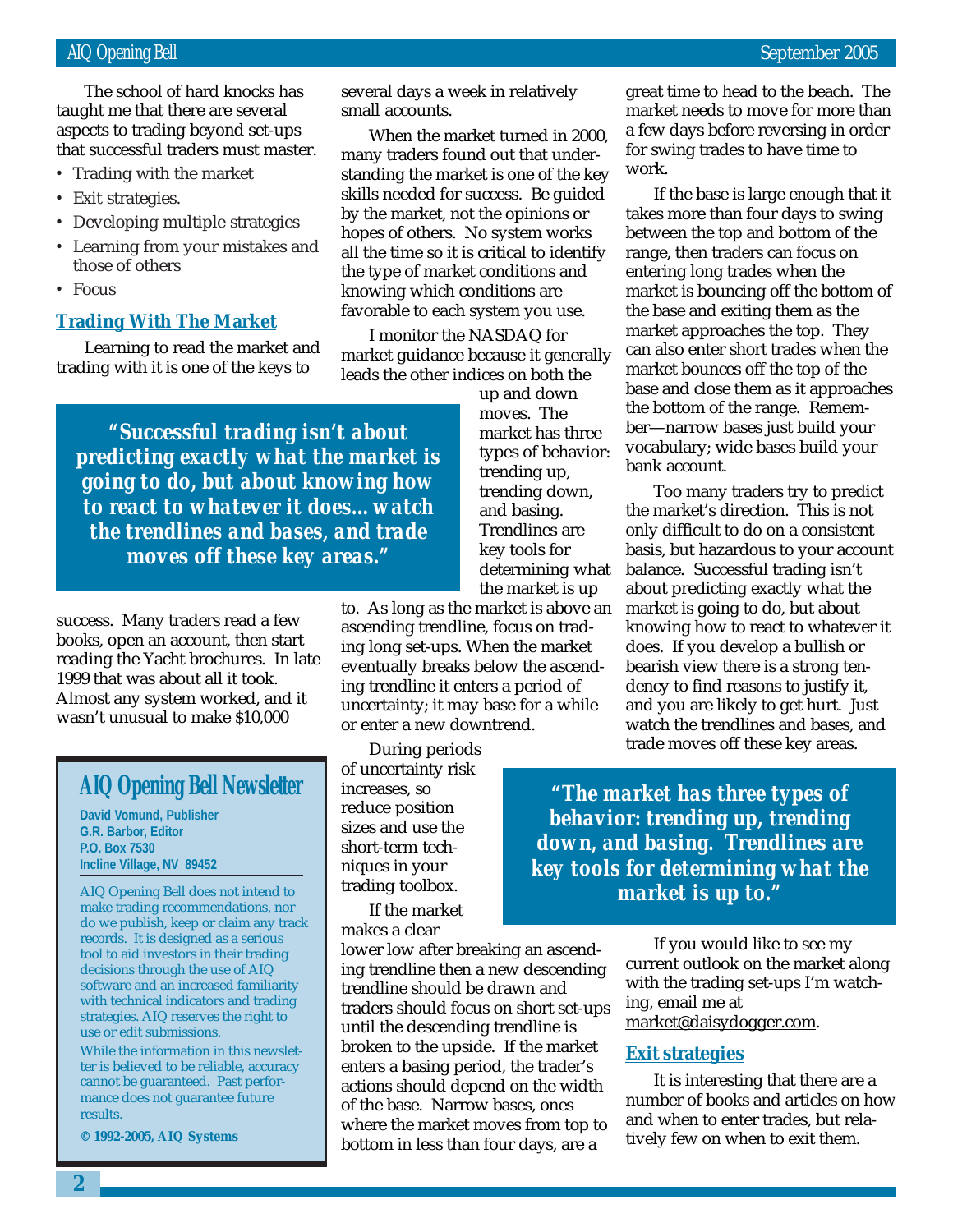The school of hard knocks has taught me that there are several aspects to trading beyond set-ups that successful traders must master.

- Trading with the market
- Exit strategies.
- Developing multiple strategies
- Learning from your mistakes and those of others
- Focus

## Trading With The Market

Learning to read the market and trading with it is one of the keys to success. Many traders read a few books, open an account, then start reading the Yacht brochures. In late 1999 that was about all it took. Almost any system worked, and it wasn't unusual to make $10,000 several days a week in relatively small accounts.

When the market turned in 2000, many traders found out that understanding the market is one of the key skills needed for success. Be guided by the market, not the opinions or hopes of others. No system works all the time so it is critical to identify the type of market conditions and knowing which conditions are favorable to each system you use.

I monitor the NASDAQ for market guidance because it generally leads the other indices on both the up and down moves. The market has three types of behavior: trending up, trending down, and basing. Trendlines are key tools for determining what the market is up to. As long as the market is above an ascending trendline, focus on trading long set-ups. When the market eventually breaks below the ascending trendline it enters a period of uncertainty; it may base for a while or enter a new downtrend.

During periods of uncertainty risk increases, so reduce position sizes and use the short-term techniques in your trading toolbox.

If the market makes a clear lower low after breaking an ascending trendline then a new descending trendline should be drawn and traders should focus on short set-ups until the descending trendline is broken to the upside. If the market enters a basing period, the trader's actions should depend on the width of the base. Narrow bases, ones where the market moves from top to bottom in less than four days, are a great time to head to the beach. The market needs to move for more than a few days before reversing in order for swing trades to have time to work.

If the base is large enough that it takes more than four days to swing between the top and bottom of the range, then traders can focus on entering long trades when the market is bouncing off the bottom of the base and exiting them as the market approaches the top. They can also enter short trades when the market bounces off the top of the base and close them as it approaches the bottom of the range. Remember—narrow bases just build your vocabulary; wide bases build your bank account.

Too many traders try to predict the market's direction. This is not only difficult to do on a consistent basis, but hazardous to your account balance. Successful trading isn't about predicting exactly what the market is going to do, but about knowing how to react to whatever it does. If you develop a bullish or bearish view there is a strong tendency to find reasons to justify it, and you are likely to get hurt. Just watch the trendlines and bases, and trade moves off these key areas.

> ***"Successful trading isn't about predicting exactly what the market is going to do, but about knowing how to react to whatever it does... watch the trendlines and bases, and trade moves off these key areas."***

> ***"The market has three types of behavior: trending up, trending down, and basing. Trendlines are key tools for determining what the market is up to."***

If you would like to see my current outlook on the market along with the trading set-ups I'm watching, email me at market@daisydogger.com.

## Exit strategies

It is interesting that there are a number of books and articles on how and when to enter trades, but relatively few on when to exit them.

---

### AIQ Opening Bell Newsletter

**David Vomund, Publisher**
**G.R. Barbor, Editor**
**P.O. Box 7530**
**Incline Village, NV 89452**

AIQ Opening Bell does not intend to make trading recommendations, nor do we publish, keep or claim any track records. It is designed as a serious tool to aid investors in their trading decisions through the use of AIQ software and an increased familiarity with technical indicators and trading strategies. AIQ reserves the right to use or edit submissions.

While the information in this newsletter is believed to be reliable, accuracy cannot be guaranteed. Past performance does not guarantee future results.

**© 1992-2005, AIQ Systems**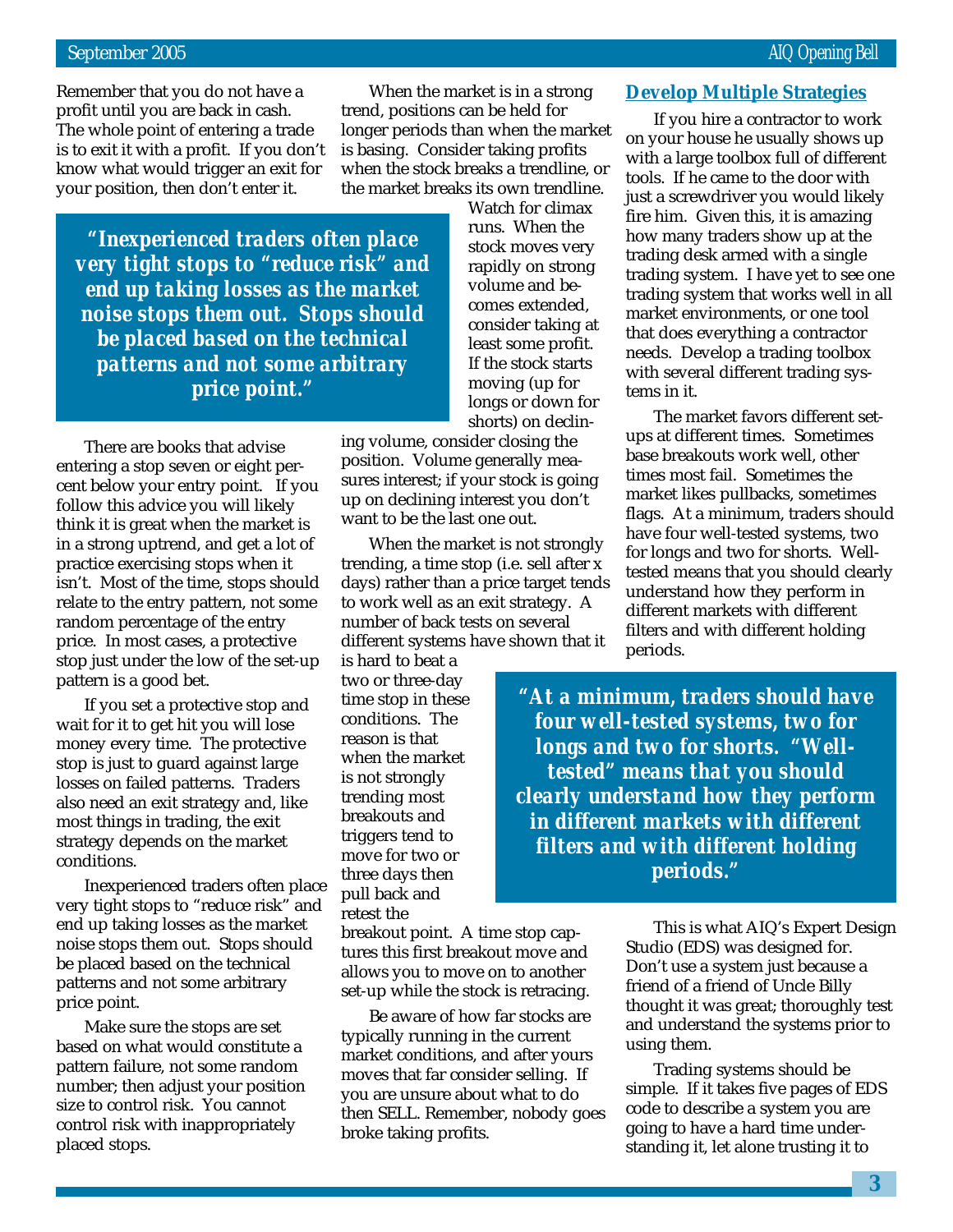Remember that you do not have a profit until you are back in cash. The whole point of entering a trade is to exit it with a profit. If you don't know what would trigger an exit for your position, then don't enter it.

> ***"Inexperienced traders often place very tight stops to "reduce risk" and end up taking losses as the market noise stops them out. Stops should be placed based on the technical patterns and not some arbitrary price point."***

There are books that advise entering a stop seven or eight percent below your entry point. If you follow this advice you will likely think it is great when the market is in a strong uptrend, and get a lot of practice exercising stops when it isn't. Most of the time, stops should relate to the entry pattern, not some random percentage of the entry price. In most cases, a protective stop just under the low of the set-up pattern is a good bet.

If you set a protective stop and wait for it to get hit you will lose money every time. The protective stop is just to guard against large losses on failed patterns. Traders also need an exit strategy and, like most things in trading, the exit strategy depends on the market conditions.

Inexperienced traders often place very tight stops to "reduce risk" and end up taking losses as the market noise stops them out. Stops should be placed based on the technical patterns and not some arbitrary price point.

Make sure the stops are set based on what would constitute a pattern failure, not some random number; then adjust your position size to control risk. You cannot control risk with inappropriately placed stops.

When the market is in a strong trend, positions can be held for longer periods than when the market is basing. Consider taking profits when the stock breaks a trendline, or the market breaks its own trendline. Watch for climax runs. When the stock moves very rapidly on strong volume and becomes extended, consider taking at least some profit. If the stock starts moving (up for longs or down for shorts) on declining volume, consider closing the position. Volume generally measures interest; if your stock is going up on declining interest you don't want to be the last one out.

When the market is not strongly trending, a time stop (i.e. sell after x days) rather than a price target tends to work well as an exit strategy. A number of back tests on several different systems have shown that it is hard to beat a two or three-day time stop in these conditions. The reason is that when the market is not strongly trending most breakouts and triggers tend to move for two or three days then pull back and retest the breakout point. A time stop captures this first breakout move and allows you to move on to another set-up while the stock is retracing.

Be aware of how far stocks are typically running in the current market conditions, and after yours moves that far consider selling. If you are unsure about what to do then SELL. Remember, nobody goes broke taking profits.

## Develop Multiple Strategies

If you hire a contractor to work on your house he usually shows up with a large toolbox full of different tools. If he came to the door with just a screwdriver you would likely fire him. Given this, it is amazing how many traders show up at the trading desk armed with a single trading system. I have yet to see one trading system that works well in all market environments, or one tool that does everything a contractor needs. Develop a trading toolbox with several different trading systems in it.

The market favors different set-ups at different times. Sometimes base breakouts work well, other times most fail. Sometimes the market likes pullbacks, sometimes flags. At a minimum, traders should have four well-tested systems, two for longs and two for shorts. Well-tested means that you should clearly understand how they perform in different markets with different filters and with different holding periods.

> ***"At a minimum, traders should have four well-tested systems, two for longs and two for shorts. "Well-tested" means that you should clearly understand how they perform in different markets with different filters and with different holding periods."***

This is what AIQ's Expert Design Studio (EDS) was designed for. Don't use a system just because a friend of a friend of Uncle Billy thought it was great; thoroughly test and understand the systems prior to using them.

Trading systems should be simple. If it takes five pages of EDS code to describe a system you are going to have a hard time understanding it, let alone trusting it to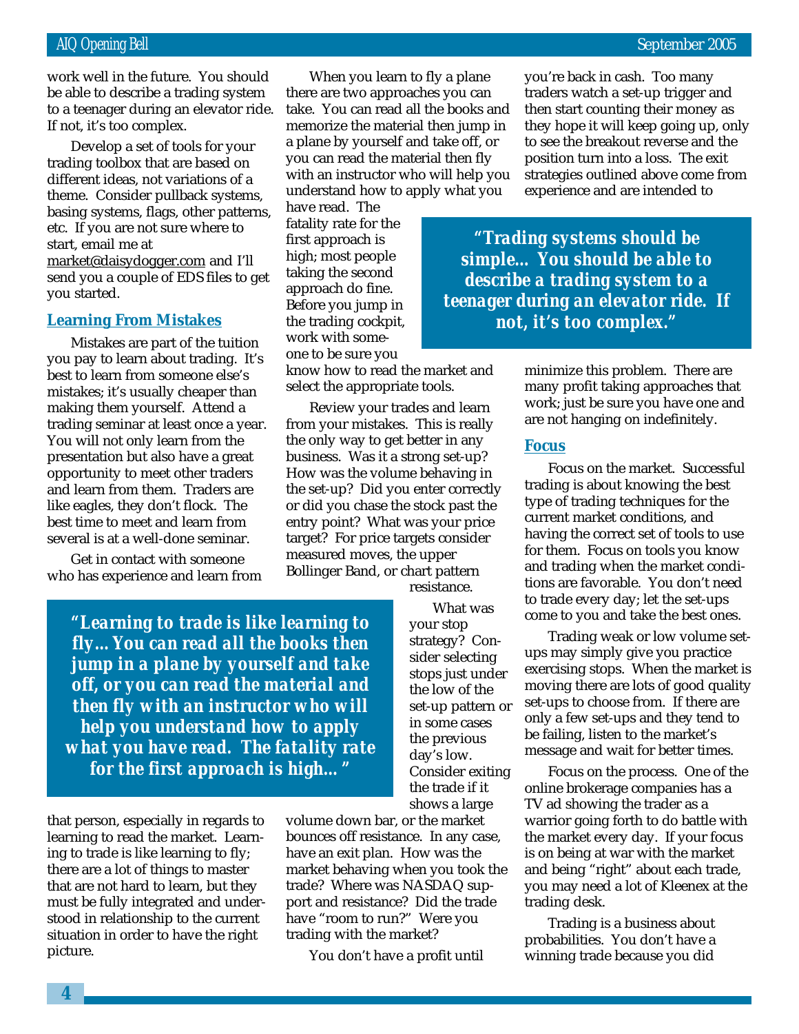work well in the future. You should be able to describe a trading system to a teenager during an elevator ride. If not, it's too complex.

Develop a set of tools for your trading toolbox that are based on different ideas, not variations of a theme. Consider pullback systems, basing systems, flags, other patterns, etc. If you are not sure where to start, email me at market@daisydogger.com and I'll send you a couple of EDS files to get you started.

### Learning From Mistakes

Mistakes are part of the tuition you pay to learn about trading. It's best to learn from someone else's mistakes; it's usually cheaper than making them yourself. Attend a trading seminar at least once a year. You will not only learn from the presentation but also have a great opportunity to meet other traders and learn from them. Traders are like eagles, they don't flock. The best time to meet and learn from several is at a well-done seminar.

Get in contact with someone who has experience and learn from that person, especially in regards to learning to read the market. Learning to trade is like learning to fly; there are a lot of things to master that are not hard to learn, but they must be fully integrated and understood in relationship to the current situation in order to have the right picture.

> ***"Learning to trade is like learning to fly…You can read all the books then jump in a plane by yourself and take off, or you can read the material and then fly with an instructor who will help you understand how to apply what you have read. The fatality rate for the first approach is high…"***

When you learn to fly a plane there are two approaches you can take. You can read all the books and memorize the material then jump in a plane by yourself and take off, or you can read the material then fly with an instructor who will help you understand how to apply what you have read. The fatality rate for the first approach is high; most people taking the second approach do fine. Before you jump in the trading cockpit, work with someone to be sure you know how to read the market and select the appropriate tools.

Review your trades and learn from your mistakes. This is really the only way to get better in any business. Was it a strong set-up? How was the volume behaving in the set-up? Did you enter correctly or did you chase the stock past the entry point? What was your price target? For price targets consider measured moves, the upper Bollinger Band, or chart pattern resistance.

What was your stop strategy? Consider selecting stops just under the low of the set-up pattern or in some cases the previous day's low. Consider exiting the trade if it shows a large volume down bar, or the market bounces off resistance. In any case, have an exit plan. How was the market behaving when you took the trade? Where was NASDAQ support and resistance? Did the trade have "room to run?" Were you trading with the market?

You don't have a profit until you're back in cash. Too many traders watch a set-up trigger and then start counting their money as they hope it will keep going up, only to see the breakout reverse and the position turn into a loss. The exit strategies outlined above come from experience and are intended to minimize this problem. There are many profit taking approaches that work; just be sure you have one and are not hanging on indefinitely.

> ***"Trading systems should be simple… You should be able to describe a trading system to a teenager during an elevator ride. If not, it's too complex."***

### Focus

Focus on the market. Successful trading is about knowing the best type of trading techniques for the current market conditions, and having the correct set of tools to use for them. Focus on tools you know and trading when the market conditions are favorable. You don't need to trade every day; let the set-ups come to you and take the best ones.

Trading weak or low volume set-ups may simply give you practice exercising stops. When the market is moving there are lots of good quality set-ups to choose from. If there are only a few set-ups and they tend to be failing, listen to the market's message and wait for better times.

Focus on the process. One of the online brokerage companies has a TV ad showing the trader as a warrior going forth to do battle with the market every day. If your focus is on being at war with the market and being "right" about each trade, you may need a lot of Kleenex at the trading desk.

Trading is a business about probabilities. You don't have a winning trade because you did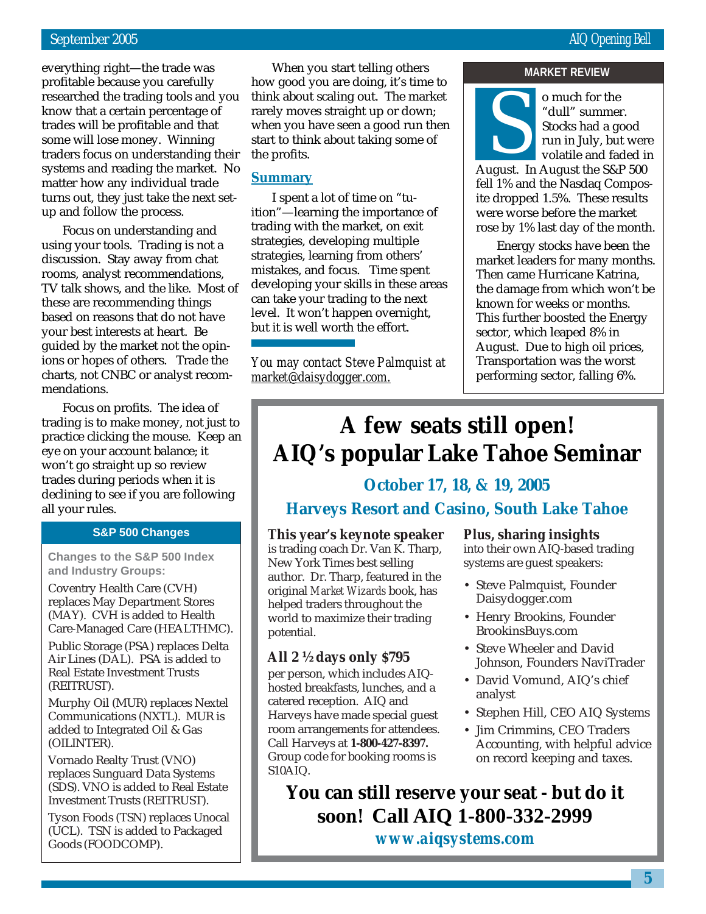everything right—the trade was profitable because you carefully researched the trading tools and you know that a certain percentage of trades will be profitable and that some will lose money. Winning traders focus on understanding their systems and reading the market. No matter how any individual trade turns out, they just take the next set-up and follow the process.

Focus on understanding and using your tools. Trading is not a discussion. Stay away from chat rooms, analyst recommendations, TV talk shows, and the like. Most of these are recommending things based on reasons that do not have your best interests at heart. Be guided by the market not the opinions or hopes of others. Trade the charts, not CNBC or analyst recommendations.

Focus on profits. The idea of trading is to make money, not just to practice clicking the mouse. Keep an eye on your account balance; it won't go straight up so review trades during periods when it is declining to see if you are following all your rules.

When you start telling others how good you are doing, it's time to think about scaling out. The market rarely moves straight up or down; when you have seen a good run then start to think about taking some of the profits.

## Summary

I spent a lot of time on "tuition"—learning the importance of trading with the market, on exit strategies, developing multiple strategies, learning from others' mistakes, and focus. Time spent developing your skills in these areas can take your trading to the next level. It won't happen overnight, but it is well worth the effort.

*You may contact Steve Palmquist at market@daisydogger.com.*

### S&P 500 Changes

**Changes to the S&P 500 Index and Industry Groups:**

Coventry Health Care (CVH) replaces May Department Stores (MAY). CVH is added to Health Care-Managed Care (HEALTHMC).

Public Storage (PSA) replaces Delta Air Lines (DAL). PSA is added to Real Estate Investment Trusts (REITRUST).

Murphy Oil (MUR) replaces Nextel Communications (NXTL). MUR is added to Integrated Oil & Gas (OILINTER).

Vornado Realty Trust (VNO) replaces Sunguard Data Systems (SDS). VNO is added to Real Estate Investment Trusts (REITRUST).

Tyson Foods (TSN) replaces Unocal (UCL). TSN is added to Packaged Goods (FOODCOMP).

### MARKET REVIEW

So much for the "dull" summer. Stocks had a good run in July, but were volatile and faded in August. In August the S&P 500 fell 1% and the Nasdaq Composite dropped 1.5%. These results were worse before the market rose by 1% last day of the month.

Energy stocks have been the market leaders for many months. Then came Hurricane Katrina, the damage from which won't be known for weeks or months. This further boosted the Energy sector, which leaped 8% in August. Due to high oil prices, Transportation was the worst performing sector, falling 6%.

# A few seats still open! AIQ's popular Lake Tahoe Seminar

### October 17, 18, & 19, 2005

### Harveys Resort and Casino, South Lake Tahoe

**This year's keynote speaker** is trading coach Dr. Van K. Tharp, New York Times best selling author. Dr. Tharp, featured in the original *Market Wizards* book, has helped traders throughout the world to maximize their trading potential.

**All 2 ½ days only $795** per person, which includes AIQ-hosted breakfasts, lunches, and a catered reception. AIQ and Harveys have made special guest room arrangements for attendees. Call Harveys at **1-800-427-8397.** Group code for booking rooms is S10AIQ.

**Plus, sharing insights** into their own AIQ-based trading systems are guest speakers:

- Steve Palmquist, Founder Daisydogger.com
- Henry Brookins, Founder BrookinsBuys.com
- Steve Wheeler and David Johnson, Founders NaviTrader
- David Vomund, AIQ's chief analyst
- Stephen Hill, CEO AIQ Systems
- Jim Crimmins, CEO Traders Accounting, with helpful advice on record keeping and taxes.

**You can still reserve your seat - but do it soon! Call AIQ 1-800-332-2999**

**www.aiqsystems.com**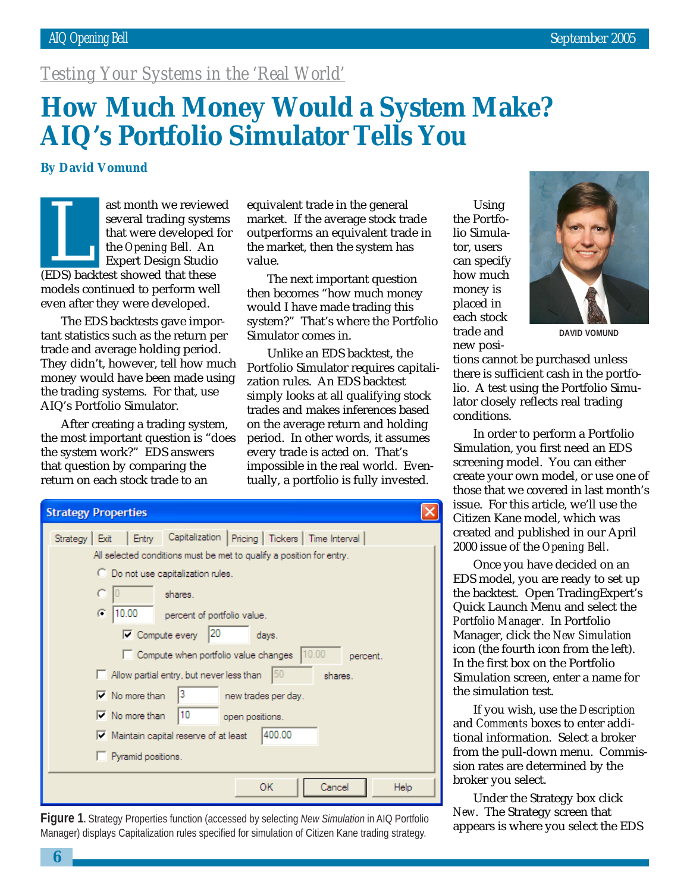*Testing Your Systems in the 'Real World'*

# How Much Money Would a System Make? AIQ's Portfolio Simulator Tells You

**By David Vomund**

Last month we reviewed several trading systems that were developed for the *Opening Bell*. An Expert Design Studio (EDS) backtest showed that these models continued to perform well even after they were developed.

The EDS backtests gave important statistics such as the return per trade and average holding period. They didn't, however, tell how much money would have been made using the trading systems. For that, use AIQ's Portfolio Simulator.

After creating a trading system, the most important question is "does the system work?" EDS answers that question by comparing the return on each stock trade to an equivalent trade in the general market. If the average stock trade outperforms an equivalent trade in the market, then the system has value.

The next important question then becomes "how much money would I have made trading this system?" That's where the Portfolio Simulator comes in.

Unlike an EDS backtest, the Portfolio Simulator requires capitalization rules. An EDS backtest simply looks at all qualifying stock trades and makes inferences based on the average return and holding period. In other words, it assumes every trade is acted on. That's impossible in the real world. Eventually, a portfolio is fully invested.

DAVID VOMUND

Using the Portfolio Simulator, users can specify how much money is placed in each stock trade and new positions cannot be purchased unless there is sufficient cash in the portfolio. A test using the Portfolio Simulator closely reflects real trading conditions.

In order to perform a Portfolio Simulation, you first need an EDS screening model. You can either create your own model, or use one of those that we covered in last month's issue. For this article, we'll use the Citizen Kane model, which was created and published in our April 2000 issue of the *Opening Bell*.

Once you have decided on an EDS model, you are ready to set up the backtest. Open TradingExpert's Quick Launch Menu and select the *Portfolio Manager*. In Portfolio Manager, click the *New Simulation* icon (the fourth icon from the left). In the first box on the Portfolio Simulation screen, enter a name for the simulation test.

If you wish, use the *Description* and *Comments* boxes to enter additional information. Select a broker from the pull-down menu. Commission rates are determined by the broker you select.

Under the Strategy box click *New*. The Strategy screen that appears is where you select the EDS

**Strategy Properties**

Tabs: Strategy | Exit | Entry | Capitalization | Pricing | Tickers | Time Interval

All selected conditions must be met to qualify a position for entry.

- ( ) Do not use capitalization rules.
- ( ) [0] shares.
- (•) [10.00] percent of portfolio value.
  - [x] Compute every [20] days.
  - [ ] Compute when portfolio value changes [10.00] percent.
- [ ] Allow partial entry, but never less than [50] shares.
- [x] No more than [3] new trades per day.
- [x] No more than [10] open positions.
- [x] Maintain capital reserve of at least [400.00]
- [ ] Pyramid positions.

OK | Cancel | Help

**Figure 1**. Strategy Properties function (accessed by selecting *New Simulation* in AIQ Portfolio Manager) displays Capitalization rules specified for simulation of Citizen Kane trading strategy.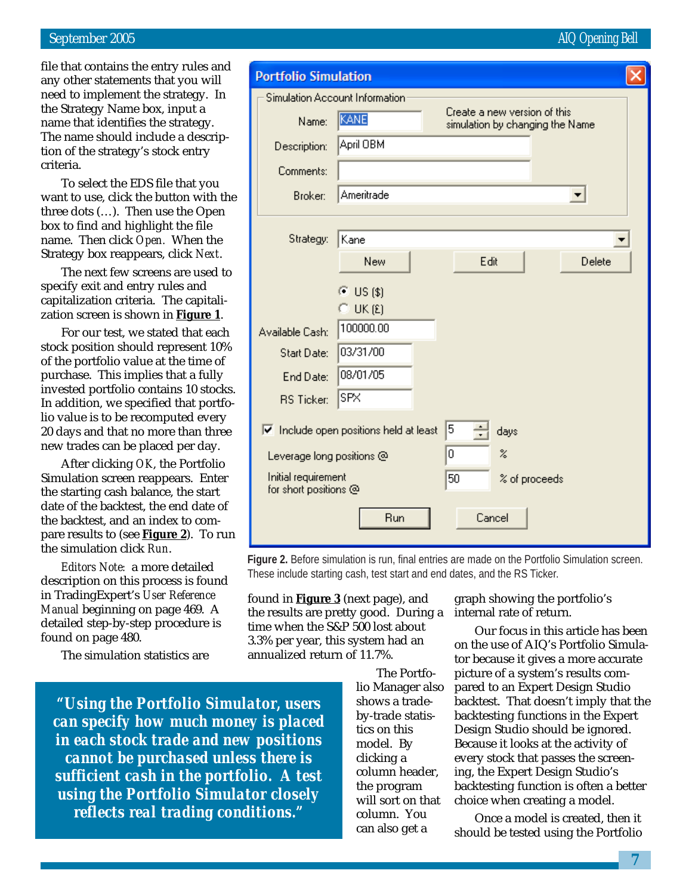file that contains the entry rules and any other statements that you will need to implement the strategy. In the Strategy Name box, input a name that identifies the strategy. The name should include a description of the strategy's stock entry criteria.

To select the EDS file that you want to use, click the button with the three dots (…). Then use the Open box to find and highlight the file name. Then click *Open*. When the Strategy box reappears, click *Next*.

The next few screens are used to specify exit and entry rules and capitalization criteria. The capitalization screen is shown in **Figure 1**.

For our test, we stated that each stock position should represent 10% of the portfolio value at the time of purchase. This implies that a fully invested portfolio contains 10 stocks. In addition, we specified that portfolio value is to be recomputed every 20 days and that no more than three new trades can be placed per day.

After clicking *OK*, the Portfolio Simulation screen reappears. Enter the starting cash balance, the start date of the backtest, the end date of the backtest, and an index to compare results to (see **Figure 2**). To run the simulation click *Run*.

*Editors Note*: a more detailed description on this process is found in TradingExpert's *User Reference Manual* beginning on page 469. A detailed step-by-step procedure is found on page 480.

The simulation statistics are found in **Figure 3** (next page), and the results are pretty good. During a time when the S&P 500 lost about 3.3% per year, this system had an annualized return of 11.7%.

**Figure 2.** Before simulation is run, final entries are made on the Portfolio Simulation screen. These include starting cash, test start and end dates, and the RS Ticker.

> ***"Using the Portfolio Simulator, users can specify how much money is placed in each stock trade and new positions cannot be purchased unless there is sufficient cash in the portfolio. A test using the Portfolio Simulator closely reflects real trading conditions."***

The Portfolio Manager also shows a trade-by-trade statistics on this model. By clicking a column header, the program will sort on that column. You can also get a graph showing the portfolio's internal rate of return.

Our focus in this article has been on the use of AIQ's Portfolio Simulator because it gives a more accurate picture of a system's results compared to an Expert Design Studio backtest. That doesn't imply that the backtesting functions in the Expert Design Studio should be ignored. Because it looks at the activity of every stock that passes the screening, the Expert Design Studio's backtesting function is often a better choice when creating a model.

Once a model is created, then it should be tested using the Portfolio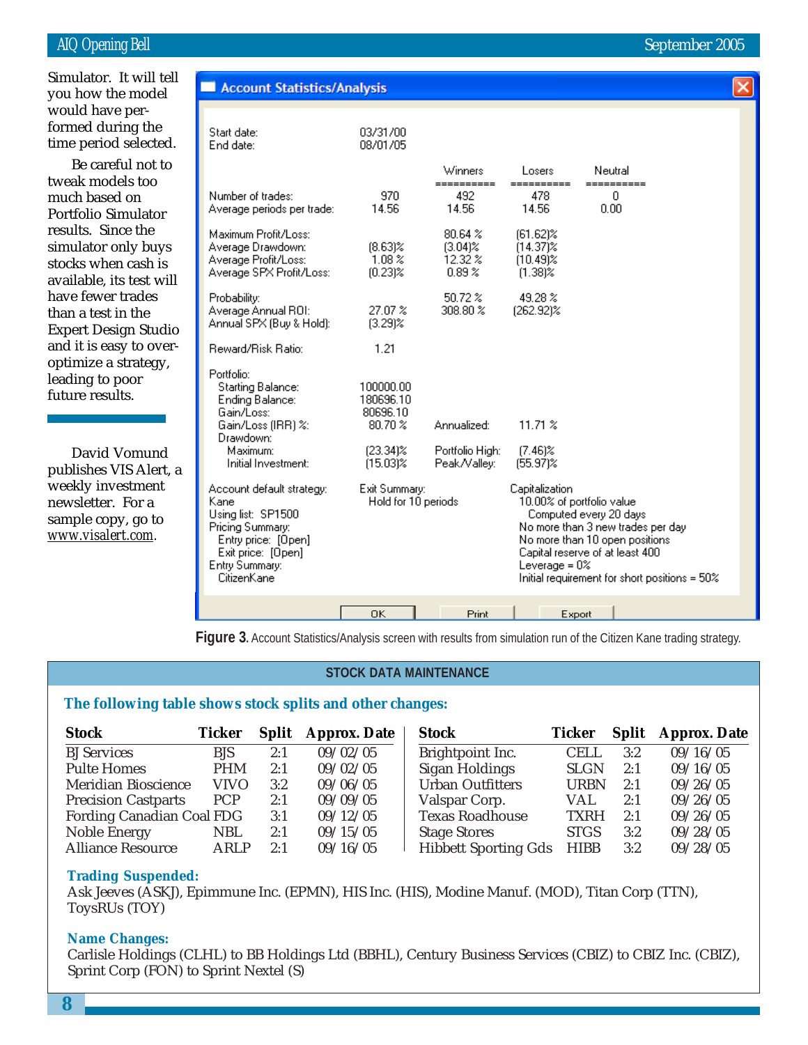Simulator. It will tell you how the model would have performed during the time period selected.

Be careful not to tweak models too much based on Portfolio Simulator results. Since the simulator only buys stocks when cash is available, its test will have fewer trades than a test in the Expert Design Studio and it is easy to over-optimize a strategy, leading to poor future results.

David Vomund publishes VIS Alert, a weekly investment newsletter. For a sample copy, go to www.visalert.com.

**Account Statistics/Analysis**

Start date: 03/31/00
End date: 08/01/05

| | | Winners | Losers | Neutral |
|---|---|---|---|---|
| Number of trades: | 970 | 492 | 478 | 0 |
| Average periods per trade: | 14.56 | 14.56 | 14.56 | 0.00 |
| Maximum Profit/Loss: | | 80.64 % | (61.62)% | |
| Average Drawdown: | (8.63)% | (3.04)% | (14.37)% | |
| Average Profit/Loss: | 1.08 % | 12.32 % | (10.49)% | |
| Average SPX Profit/Loss: | (0.23)% | 0.89 % | (1.38)% | |
| Probability: | | 50.72 % | 49.28 % | |
| Average Annual ROI: | 27.07 % | 308.80 % | (262.92)% | |
| Annual SPX (Buy & Hold): | (3.29)% | | | |
| Reward/Risk Ratio: | 1.21 | | | |

Portfolio:

| | | | |
|---|---|---|---|
| Starting Balance: | 100000.00 | | |
| Ending Balance: | 180696.10 | | |
| Gain/Loss: | 80696.10 | | |
| Gain/Loss (IRR) %: | 80.70 % | Annualized: | 11.71 % |
| Drawdown: | | | |
| Maximum: | (23.34)% | Portfolio High: | (7.46)% |
| Initial Investment: | (15.03)% | Peak/Valley: | (55.97)% |

Account default strategy: Kane
Using list: SP1500
Pricing Summary:
Entry price: [Open]
Exit price: [Open]
Entry Summary:
CitizenKane

Exit Summary:
Hold for 10 periods

Capitalization
10.00% of portfolio value
Computed every 20 days
No more than 3 new trades per day
No more than 10 open positions
Capital reserve of at least 400
Leverage = 0%
Initial requirement for short positions = 50%

OK | Print | Export

**Figure 3.** Account Statistics/Analysis screen with results from simulation run of the Citizen Kane trading strategy.

## STOCK DATA MAINTENANCE

### The following table shows stock splits and other changes:

| Stock | Ticker | Split | Approx. Date |
|---|---|---|---|
| BJ Services | BJS | 2:1 | 09/02/05 |
| Pulte Homes | PHM | 2:1 | 09/02/05 |
| Meridian Bioscience | VIVO | 3:2 | 09/06/05 |
| Precision Castparts | PCP | 2:1 | 09/09/05 |
| Fording Canadian Coal | FDG | 3:1 | 09/12/05 |
| Noble Energy | NBL | 2:1 | 09/15/05 |
| Alliance Resource | ARLP | 2:1 | 09/16/05 |
| Brightpoint Inc. | CELL | 3:2 | 09/16/05 |
| Sigan Holdings | SLGN | 2:1 | 09/16/05 |
| Urban Outfitters | URBN | 2:1 | 09/26/05 |
| Valspar Corp. | VAL | 2:1 | 09/26/05 |
| Texas Roadhouse | TXRH | 2:1 | 09/26/05 |
| Stage Stores | STGS | 3:2 | 09/28/05 |
| Hibbett Sporting Gds | HIBB | 3:2 | 09/28/05 |

### Trading Suspended:

Ask Jeeves (ASKJ), Epimmune Inc. (EPMN), HIS Inc. (HIS), Modine Manuf. (MOD), Titan Corp (TTN), ToysRUs (TOY)

### Name Changes:

Carlisle Holdings (CLHL) to BB Holdings Ltd (BBHL), Century Business Services (CBIZ) to CBIZ Inc. (CBIZ), Sprint Corp (FON) to Sprint Nextel (S)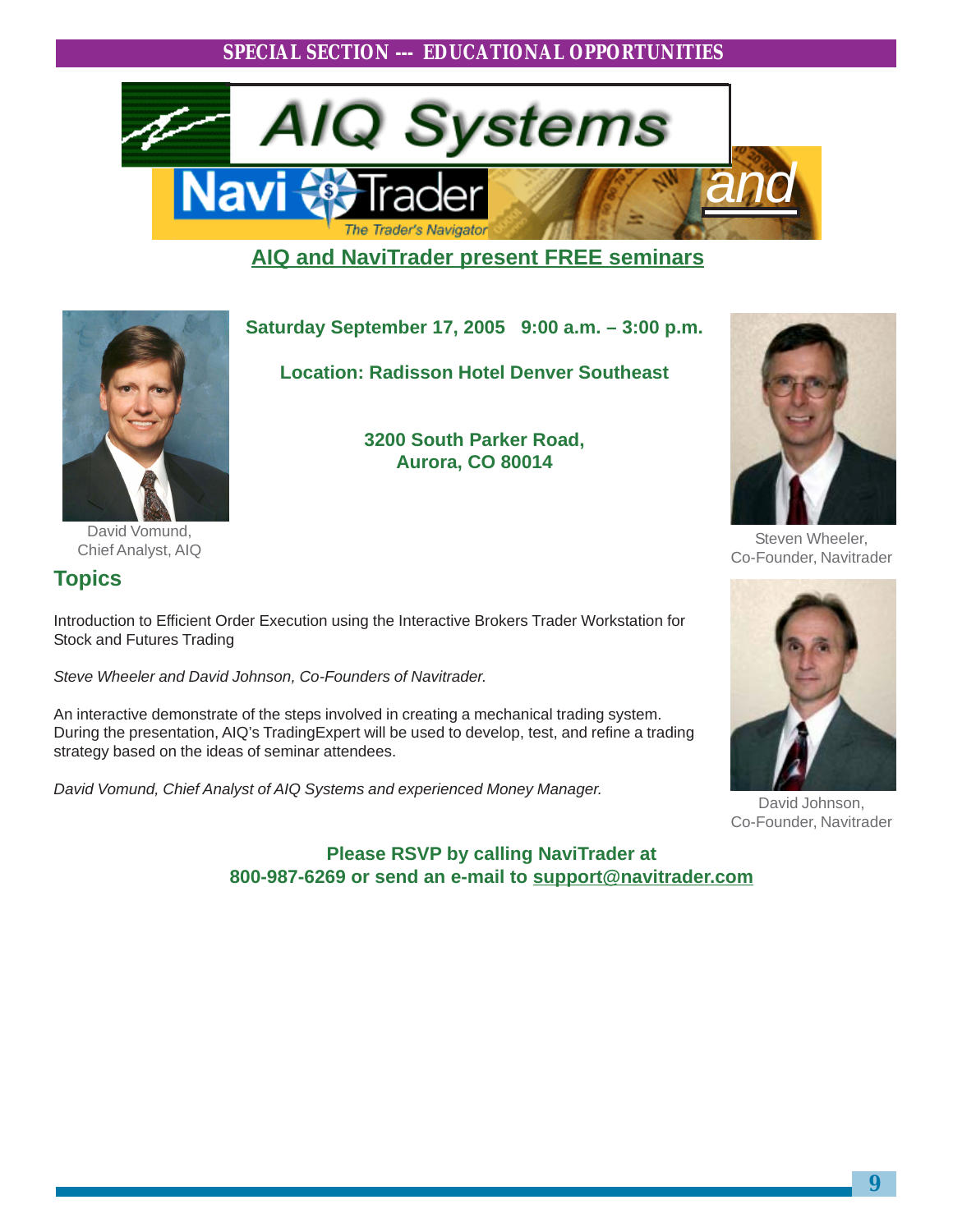SPECIAL SECTION --- EDUCATIONAL OPPORTUNITIES

# AIQ Systems and NaviTrader

The Trader's Navigator

## AIQ and NaviTrader present FREE seminars

**Saturday September 17, 2005 9:00 a.m. – 3:00 p.m.**

**Location: Radisson Hotel Denver Southeast**

**3200 South Parker Road,**
**Aurora, CO 80014**

David Vomund,
Chief Analyst, AIQ

Steven Wheeler,
Co-Founder, Navitrader

David Johnson,
Co-Founder, Navitrader

## Topics

Introduction to Efficient Order Execution using the Interactive Brokers Trader Workstation for Stock and Futures Trading

*Steve Wheeler and David Johnson, Co-Founders of Navitrader.*

An interactive demonstrate of the steps involved in creating a mechanical trading system. During the presentation, AIQ's TradingExpert will be used to develop, test, and refine a trading strategy based on the ideas of seminar attendees.

*David Vomund, Chief Analyst of AIQ Systems and experienced Money Manager.*

**Please RSVP by calling NaviTrader at**
**800-987-6269 or send an e-mail to support@navitrader.com**